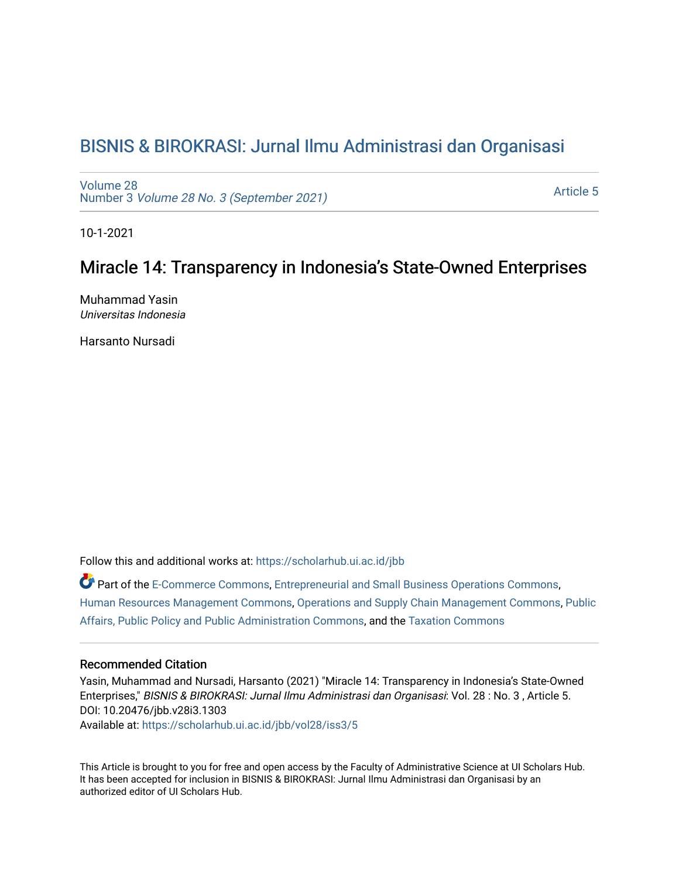# BISNIS & BIROKRASI: Jurnal Ilmu Administrasi dan Organisasi

Volume 28
Number 3 *Volume 28 No. 3 (September 2021)*

Article 5

10-1-2021

## Miracle 14: Transparency in Indonesia's State-Owned Enterprises

Muhammad Yasin
*Universitas Indonesia*

Harsanto Nursadi

Follow this and additional works at: https://scholarhub.ui.ac.id/jbb

Part of the E-Commerce Commons, Entrepreneurial and Small Business Operations Commons, Human Resources Management Commons, Operations and Supply Chain Management Commons, Public Affairs, Public Policy and Public Administration Commons, and the Taxation Commons

### Recommended Citation

Yasin, Muhammad and Nursadi, Harsanto (2021) "Miracle 14: Transparency in Indonesia's State-Owned Enterprises," *BISNIS & BIROKRASI: Jurnal Ilmu Administrasi dan Organisasi*: Vol. 28 : No. 3 , Article 5.
DOI: 10.20476/jbb.v28i3.1303
Available at: https://scholarhub.ui.ac.id/jbb/vol28/iss3/5

This Article is brought to you for free and open access by the Faculty of Administrative Science at UI Scholars Hub. It has been accepted for inclusion in BISNIS & BIROKRASI: Jurnal Ilmu Administrasi dan Organisasi by an authorized editor of UI Scholars Hub.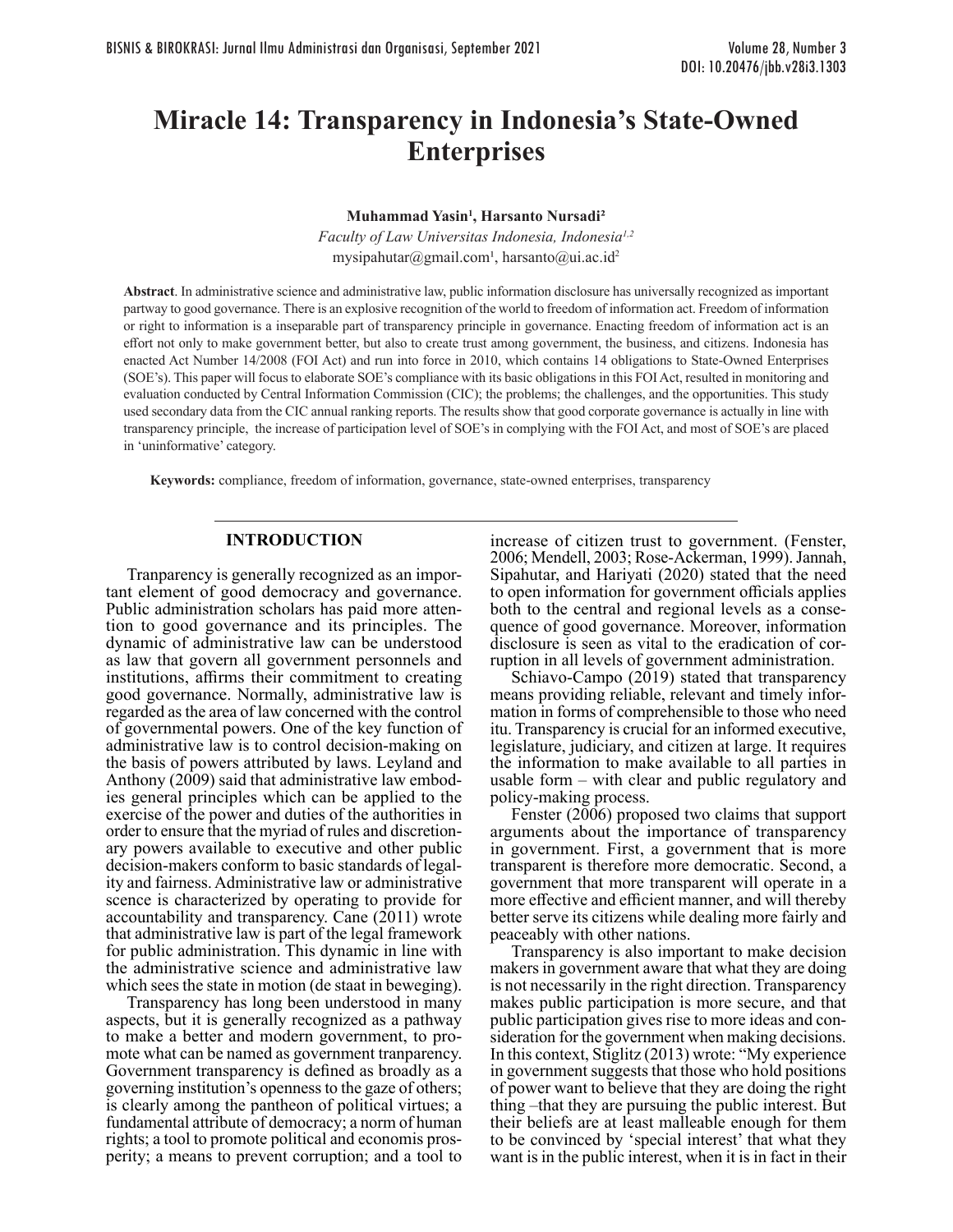# Miracle 14: Transparency in Indonesia's State-Owned Enterprises

**Muhammad Yasin[1], Harsanto Nursadi[2]**

*Faculty of Law Universitas Indonesia, Indonesia[1,2]*

mysipahutar@gmail.com[1], harsanto@ui.ac.id[2]

**Abstract**. In administrative science and administrative law, public information disclosure has universally recognized as important partway to good governance. There is an explosive recognition of the world to freedom of information act. Freedom of information or right to information is a inseparable part of transparency principle in governance. Enacting freedom of information act is an effort not only to make government better, but also to create trust among government, the business, and citizens. Indonesia has enacted Act Number 14/2008 (FOI Act) and run into force in 2010, which contains 14 obligations to State-Owned Enterprises (SOE's). This paper will focus to elaborate SOE's compliance with its basic obligations in this FOI Act, resulted in monitoring and evaluation conducted by Central Information Commission (CIC); the problems; the challenges, and the opportunities. This study used secondary data from the CIC annual ranking reports. The results show that good corporate governance is actually in line with transparency principle, the increase of participation level of SOE's in complying with the FOI Act, and most of SOE's are placed in 'uninformative' category.

**Keywords:** compliance, freedom of information, governance, state-owned enterprises, transparency

## INTRODUCTION

Tranparency is generally recognized as an important element of good democracy and governance. Public administration scholars has paid more attention to good governance and its principles. The dynamic of administrative law can be understood as law that govern all government personnels and institutions, affirms their commitment to creating good governance. Normally, administrative law is regarded as the area of law concerned with the control of governmental powers. One of the key function of administrative law is to control decision-making on the basis of powers attributed by laws. Leyland and Anthony (2009) said that administrative law embodies general principles which can be applied to the exercise of the power and duties of the authorities in order to ensure that the myriad of rules and discretionary powers available to executive and other public decision-makers conform to basic standards of legality and fairness. Administrative law or administrative scence is characterized by operating to provide for accountability and transparency. Cane (2011) wrote that administrative law is part of the legal framework for public administration. This dynamic in line with the administrative science and administrative law which sees the state in motion (de staat in beweging).

Transparency has long been understood in many aspects, but it is generally recognized as a pathway to make a better and modern government, to promote what can be named as government tranparency. Government transparency is defined as broadly as a governing institution's openness to the gaze of others; is clearly among the pantheon of political virtues; a fundamental attribute of democracy; a norm of human rights; a tool to promote political and economis prosperity; a means to prevent corruption; and a tool to increase of citizen trust to government. (Fenster, 2006; Mendell, 2003; Rose-Ackerman, 1999). Jannah, Sipahutar, and Hariyati (2020) stated that the need to open information for government officials applies both to the central and regional levels as a consequence of good governance. Moreover, information disclosure is seen as vital to the eradication of corruption in all levels of government administration.

Schiavo-Campo (2019) stated that transparency means providing reliable, relevant and timely information in forms of comprehensible to those who need itu. Transparency is crucial for an informed executive, legislature, judiciary, and citizen at large. It requires the information to make available to all parties in usable form – with clear and public regulatory and policy-making process.

Fenster (2006) proposed two claims that support arguments about the importance of transparency in government. First, a government that is more transparent is therefore more democratic. Second, a government that more transparent will operate in a more effective and efficient manner, and will thereby better serve its citizens while dealing more fairly and peaceably with other nations.

Transparency is also important to make decision makers in government aware that what they are doing is not necessarily in the right direction. Transparency makes public participation is more secure, and that public participation gives rise to more ideas and consideration for the government when making decisions. In this context, Stiglitz (2013) wrote: "My experience in government suggests that those who hold positions of power want to believe that they are doing the right thing –that they are pursuing the public interest. But their beliefs are at least malleable enough for them to be convinced by 'special interest' that what they want is in the public interest, when it is in fact in their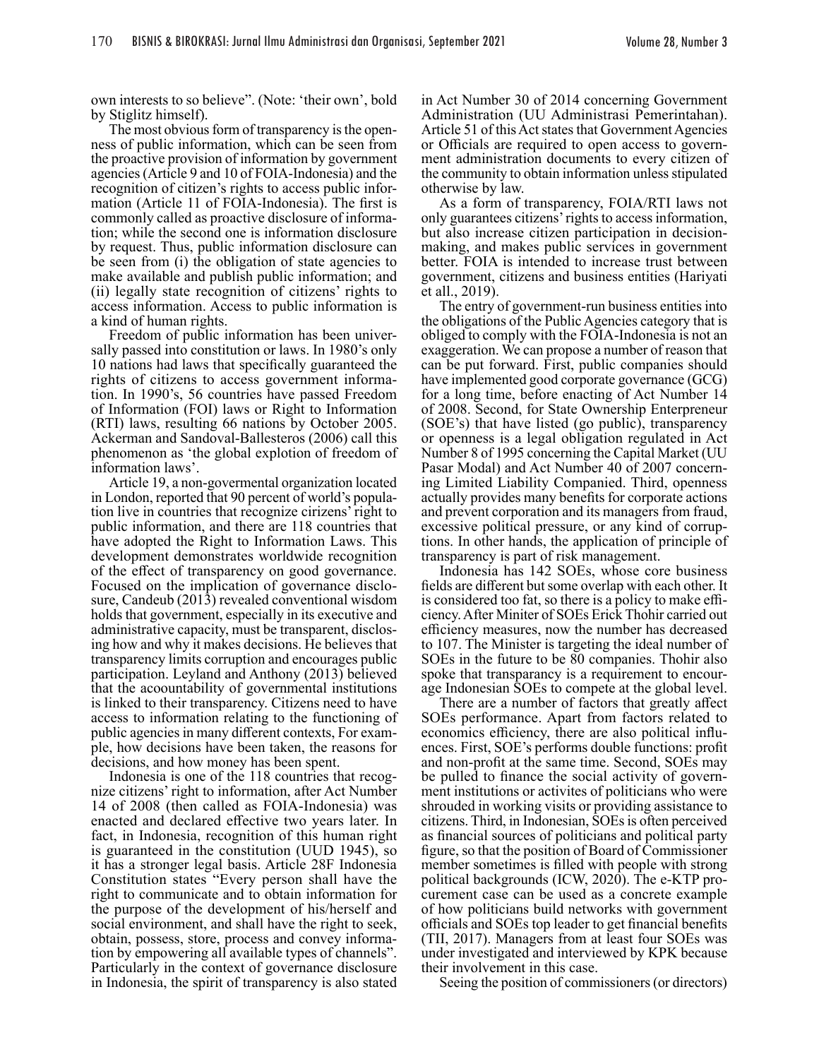own interests to so believe". (Note: 'their own', bold by Stiglitz himself).

The most obvious form of transparency is the openness of public information, which can be seen from the proactive provision of information by government agencies (Article 9 and 10 of FOIA-Indonesia) and the recognition of citizen's rights to access public information (Article 11 of FOIA-Indonesia). The first is commonly called as proactive disclosure of information; while the second one is information disclosure by request. Thus, public information disclosure can be seen from (i) the obligation of state agencies to make available and publish public information; and (ii) legally state recognition of citizens' rights to access information. Access to public information is a kind of human rights.

Freedom of public information has been universally passed into constitution or laws. In 1980's only 10 nations had laws that specifically guaranteed the rights of citizens to access government information. In 1990's, 56 countries have passed Freedom of Information (FOI) laws or Right to Information (RTI) laws, resulting 66 nations by October 2005. Ackerman and Sandoval-Ballesteros (2006) call this phenomenon as 'the global explotion of freedom of information laws'.

Article 19, a non-govermental organization located in London, reported that 90 percent of world's population live in countries that recognize cirizens' right to public information, and there are 118 countries that have adopted the Right to Information Laws. This development demonstrates worldwide recognition of the effect of transparency on good governance. Focused on the implication of governance disclosure, Candeub (2013) revealed conventional wisdom holds that government, especially in its executive and administrative capacity, must be transparent, disclosing how and why it makes decisions. He believes that transparency limits corruption and encourages public participation. Leyland and Anthony (2013) believed that the acoountability of governmental institutions is linked to their transparency. Citizens need to have access to information relating to the functioning of public agencies in many different contexts, For example, how decisions have been taken, the reasons for decisions, and how money has been spent.

Indonesia is one of the 118 countries that recognize citizens' right to information, after Act Number 14 of 2008 (then called as FOIA-Indonesia) was enacted and declared effective two years later. In fact, in Indonesia, recognition of this human right is guaranteed in the constitution (UUD 1945), so it has a stronger legal basis. Article 28F Indonesia Constitution states "Every person shall have the right to communicate and to obtain information for the purpose of the development of his/herself and social environment, and shall have the right to seek, obtain, possess, store, process and convey information by empowering all available types of channels". Particularly in the context of governance disclosure in Indonesia, the spirit of transparency is also stated in Act Number 30 of 2014 concerning Government Administration (UU Administrasi Pemerintahan). Article 51 of this Act states that Government Agencies or Officials are required to open access to government administration documents to every citizen of the community to obtain information unless stipulated otherwise by law.

As a form of transparency, FOIA/RTI laws not only guarantees citizens' rights to access information, but also increase citizen participation in decision-making, and makes public services in government better. FOIA is intended to increase trust between government, citizens and business entities (Hariyati et all., 2019).

The entry of government-run business entities into the obligations of the Public Agencies category that is obliged to comply with the FOIA-Indonesia is not an exaggeration. We can propose a number of reason that can be put forward. First, public companies should have implemented good corporate governance (GCG) for a long time, before enacting of Act Number 14 of 2008. Second, for State Ownership Enterpreneur (SOE's) that have listed (go public), transparency or openness is a legal obligation regulated in Act Number 8 of 1995 concerning the Capital Market (UU Pasar Modal) and Act Number 40 of 2007 concerning Limited Liability Companied. Third, openness actually provides many benefits for corporate actions and prevent corporation and its managers from fraud, excessive political pressure, or any kind of corruptions. In other hands, the application of principle of transparency is part of risk management.

Indonesia has 142 SOEs, whose core business fields are different but some overlap with each other. It is considered too fat, so there is a policy to make efficiency. After Miniter of SOEs Erick Thohir carried out efficiency measures, now the number has decreased to 107. The Minister is targeting the ideal number of SOEs in the future to be 80 companies. Thohir also spoke that transparency is a requirement to encourage Indonesian SOEs to compete at the global level.

There are a number of factors that greatly affect SOEs performance. Apart from factors related to economics efficiency, there are also political influences. First, SOE's performs double functions: profit and non-profit at the same time. Second, SOEs may be pulled to finance the social activity of government institutions or activites of politicians who were shrouded in working visits or providing assistance to citizens. Third, in Indonesian, SOEs is often perceived as financial sources of politicians and political party figure, so that the position of Board of Commissioner member sometimes is filled with people with strong political backgrounds (ICW, 2020). The e-KTP procurement case can be used as a concrete example of how politicians build networks with government officials and SOEs top leader to get financial benefits (TII, 2017). Managers from at least four SOEs was under investigated and interviewed by KPK because their involvement in this case.

Seeing the position of commissioners (or directors)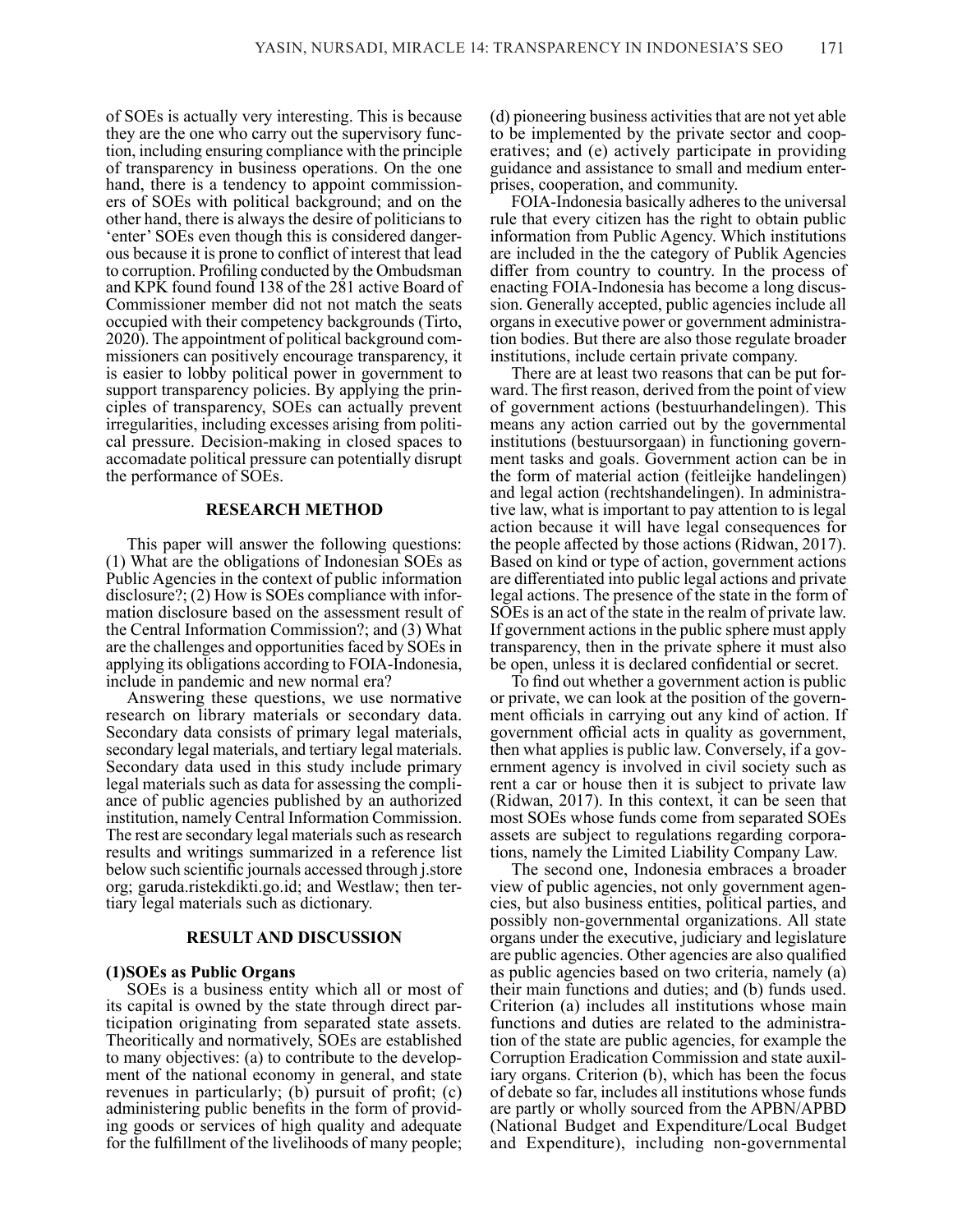of SOEs is actually very interesting. This is because they are the one who carry out the supervisory function, including ensuring compliance with the principle of transparency in business operations. On the one hand, there is a tendency to appoint commissioners of SOEs with political background; and on the other hand, there is always the desire of politicians to 'enter' SOEs even though this is considered dangerous because it is prone to conflict of interest that lead to corruption. Profiling conducted by the Ombudsman and KPK found found 138 of the 281 active Board of Commissioner member did not not match the seats occupied with their competency backgrounds (Tirto, 2020). The appointment of political background commissioners can positively encourage transparency, it is easier to lobby political power in government to support transparency policies. By applying the principles of transparency, SOEs can actually prevent irregularities, including excesses arising from political pressure. Decision-making in closed spaces to accomadate political pressure can potentially disrupt the performance of SOEs.

## RESEARCH METHOD

This paper will answer the following questions: (1) What are the obligations of Indonesian SOEs as Public Agencies in the context of public information disclosure?; (2) How is SOEs compliance with information disclosure based on the assessment result of the Central Information Commission?; and (3) What are the challenges and opportunities faced by SOEs in applying its obligations according to FOIA-Indonesia, include in pandemic and new normal era?

Answering these questions, we use normative research on library materials or secondary data. Secondary data consists of primary legal materials, secondary legal materials, and tertiary legal materials. Secondary data used in this study include primary legal materials such as data for assessing the compliance of public agencies published by an authorized institution, namely Central Information Commission. The rest are secondary legal materials such as research results and writings summarized in a reference list below such scientific journals accessed through j.store org; garuda.ristekdikti.go.id; and Westlaw; then tertiary legal materials such as dictionary.

## RESULT AND DISCUSSION

### (1)SOEs as Public Organs

SOEs is a business entity which all or most of its capital is owned by the state through direct participation originating from separated state assets. Theoritically and normatively, SOEs are established to many objectives: (a) to contribute to the development of the national economy in general, and state revenues in particularly; (b) pursuit of profit; (c) administering public benefits in the form of providing goods or services of high quality and adequate for the fulfillment of the livelihoods of many people; (d) pioneering business activities that are not yet able to be implemented by the private sector and cooperatives; and (e) actively participate in providing guidance and assistance to small and medium enterprises, cooperation, and community.

FOIA-Indonesia basically adheres to the universal rule that every citizen has the right to obtain public information from Public Agency. Which institutions are included in the the category of Publik Agencies differ from country to country. In the process of enacting FOIA-Indonesia has become a long discussion. Generally accepted, public agencies include all organs in executive power or government administration bodies. But there are also those regulate broader institutions, include certain private company.

There are at least two reasons that can be put forward. The first reason, derived from the point of view of government actions (bestuurhandelingen). This means any action carried out by the governmental institutions (bestuursorgaan) in functioning government tasks and goals. Government action can be in the form of material action (feitleijke handelingen) and legal action (rechtshandelingen). In administrative law, what is important to pay attention to is legal action because it will have legal consequences for the people affected by those actions (Ridwan, 2017). Based on kind or type of action, government actions are differentiated into public legal actions and private legal actions. The presence of the state in the form of SOEs is an act of the state in the realm of private law. If government actions in the public sphere must apply transparency, then in the private sphere it must also be open, unless it is declared confidential or secret.

To find out whether a government action is public or private, we can look at the position of the government officials in carrying out any kind of action. If government official acts in quality as government, then what applies is public law. Conversely, if a government agency is involved in civil society such as rent a car or house then it is subject to private law (Ridwan, 2017). In this context, it can be seen that most SOEs whose funds come from separated SOEs assets are subject to regulations regarding corporations, namely the Limited Liability Company Law.

The second one, Indonesia embraces a broader view of public agencies, not only government agencies, but also business entities, political parties, and possibly non-governmental organizations. All state organs under the executive, judiciary and legislature are public agencies. Other agencies are also qualified as public agencies based on two criteria, namely (a) their main functions and duties; and (b) funds used. Criterion (a) includes all institutions whose main functions and duties are related to the administration of the state are public agencies, for example the Corruption Eradication Commission and state auxiliary organs. Criterion (b), which has been the focus of debate so far, includes all institutions whose funds are partly or wholly sourced from the APBN/APBD (National Budget and Expenditure/Local Budget and Expenditure), including non-governmental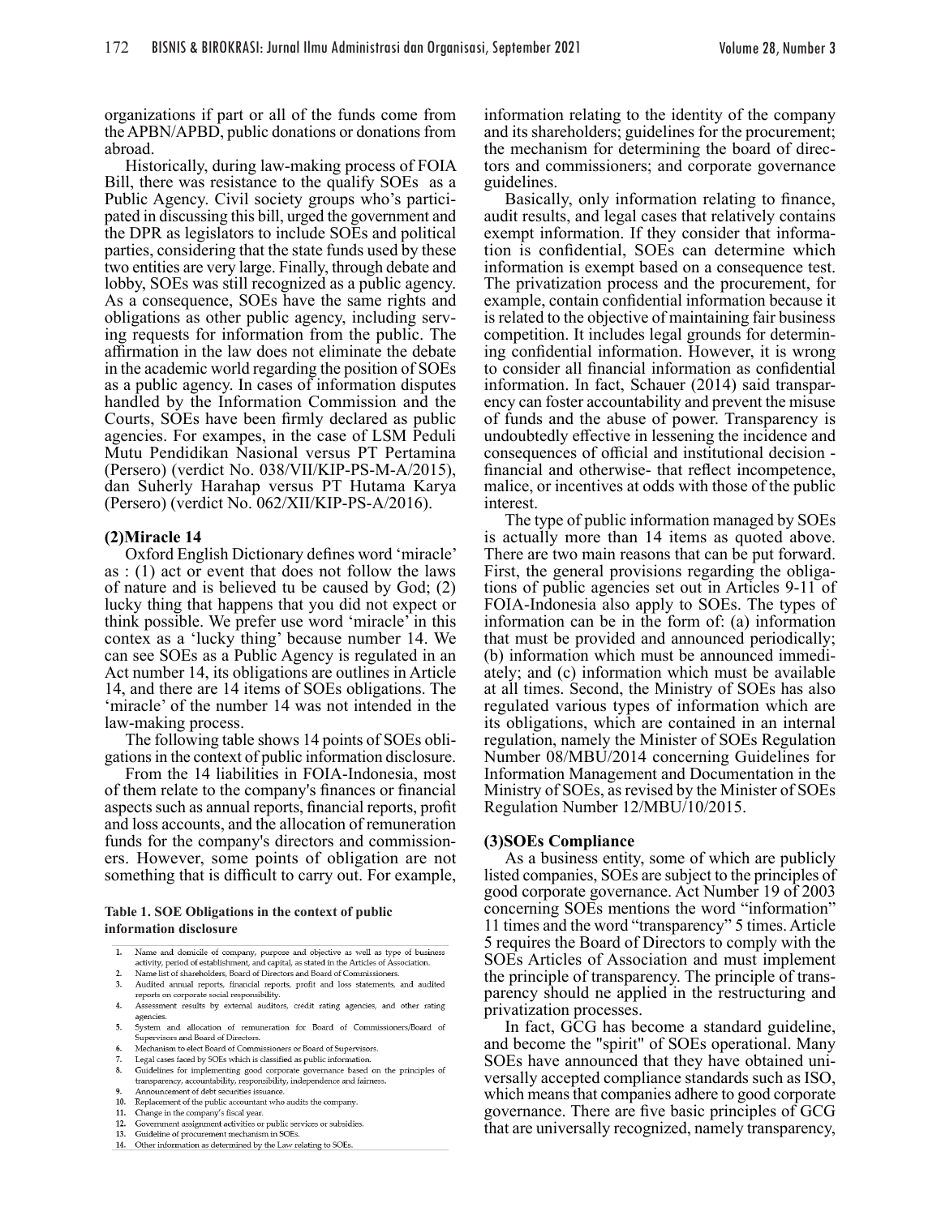organizations if part or all of the funds come from the APBN/APBD, public donations or donations from abroad.

Historically, during law-making process of FOIA Bill, there was resistance to the qualify SOEs as a Public Agency. Civil society groups who's participated in discussing this bill, urged the government and the DPR as legislators to include SOEs and political parties, considering that the state funds used by these two entities are very large. Finally, through debate and lobby, SOEs was still recognized as a public agency. As a consequence, SOEs have the same rights and obligations as other public agency, including serving requests for information from the public. The affirmation in the law does not eliminate the debate in the academic world regarding the position of SOEs as a public agency. In cases of information disputes handled by the Information Commission and the Courts, SOEs have been firmly declared as public agencies. For exampes, in the case of LSM Peduli Mutu Pendidikan Nasional versus PT Pertamina (Persero) (verdict No. 038/VII/KIP-PS-M-A/2015), dan Suherly Harahap versus PT Hutama Karya (Persero) (verdict No. 062/XII/KIP-PS-A/2016).

**(2)Miracle 14**

Oxford English Dictionary defines word 'miracle' as : (1) act or event that does not follow the laws of nature and is believed tu be caused by God; (2) lucky thing that happens that you did not expect or think possible. We prefer use word 'miracle' in this contex as a 'lucky thing' because number 14. We can see SOEs as a Public Agency is regulated in an Act number 14, its obligations are outlines in Article 14, and there are 14 items of SOEs obligations. The 'miracle' of the number 14 was not intended in the law-making process.

The following table shows 14 points of SOEs obligations in the context of public information disclosure.

From the 14 liabilities in FOIA-Indonesia, most of them relate to the company's finances or financial aspects such as annual reports, financial reports, profit and loss accounts, and the allocation of remuneration funds for the company's directors and commissioners. However, some points of obligation are not something that is difficult to carry out. For example,

**Table 1. SOE Obligations in the context of public information disclosure**

| No. | Obligation |
|---|---|
| 1. | Name and domicile of company, purpose and objective as well as type of business activity, period of establishment, and capital, as stated in the Articles of Association. |
| 2. | Name list of shareholders, Board of Directors and Board of Commissioners. |
| 3. | Audited annual reports, financial reports, profit and loss statements, and audited reports on corporate social responsibility. |
| 4. | Assessment results by external auditors, credit rating agencies, and other rating agencies. |
| 5. | System and allocation of remuneration for Board of Commissioners/Board of Supervisors and Board of Directors. |
| 6. | Mechanism to elect Board of Commissioners or Board of Supervisors. |
| 7. | Legal cases faced by SOEs which is classified as public information. |
| 8. | Guidelines for implementing good corporate governance based on the principles of transparency, accountability, responsibility, independence and fairness. |
| 9. | Announcement of debt securities issuance. |
| 10. | Replacement of the public accountant who audits the company. |
| 11. | Change in the company's fiscal year. |
| 12. | Government assignment activities or public services or subsidies. |
| 13. | Guideline of procurement mechanism in SOEs. |
| 14. | Other information as determined by the Law relating to SOEs. |

information relating to the identity of the company and its shareholders; guidelines for the procurement; the mechanism for determining the board of directors and commissioners; and corporate governance guidelines.

Basically, only information relating to finance, audit results, and legal cases that relatively contains exempt information. If they consider that information is confidential, SOEs can determine which information is exempt based on a consequence test. The privatization process and the procurement, for example, contain confidential information because it is related to the objective of maintaining fair business competition. It includes legal grounds for determining confidential information. However, it is wrong to consider all financial information as confidential information. In fact, Schauer (2014) said transparency can foster accountability and prevent the misuse of funds and the abuse of power. Transparency is undoubtedly effective in lessening the incidence and consequences of official and institutional decision - financial and otherwise- that reflect incompetence, malice, or incentives at odds with those of the public interest.

The type of public information managed by SOEs is actually more than 14 items as quoted above. There are two main reasons that can be put forward. First, the general provisions regarding the obligations of public agencies set out in Articles 9-11 of FOIA-Indonesia also apply to SOEs. The types of information can be in the form of: (a) information that must be provided and announced periodically; (b) information which must be announced immediately; and (c) information which must be available at all times. Second, the Ministry of SOEs has also regulated various types of information which are its obligations, which are contained in an internal regulation, namely the Minister of SOEs Regulation Number 08/MBU/2014 concerning Guidelines for Information Management and Documentation in the Ministry of SOEs, as revised by the Minister of SOEs Regulation Number 12/MBU/10/2015.

**(3)SOEs Compliance**

As a business entity, some of which are publicly listed companies, SOEs are subject to the principles of good corporate governance. Act Number 19 of 2003 concerning SOEs mentions the word "information" 11 times and the word "transparency" 5 times. Article 5 requires the Board of Directors to comply with the SOEs Articles of Association and must implement the principle of transparency. The principle of transparency should ne applied in the restructuring and privatization processes.

In fact, GCG has become a standard guideline, and become the "spirit" of SOEs operational. Many SOEs have announced that they have obtained universally accepted compliance standards such as ISO, which means that companies adhere to good corporate governance. There are five basic principles of GCG that are universally recognized, namely transparency,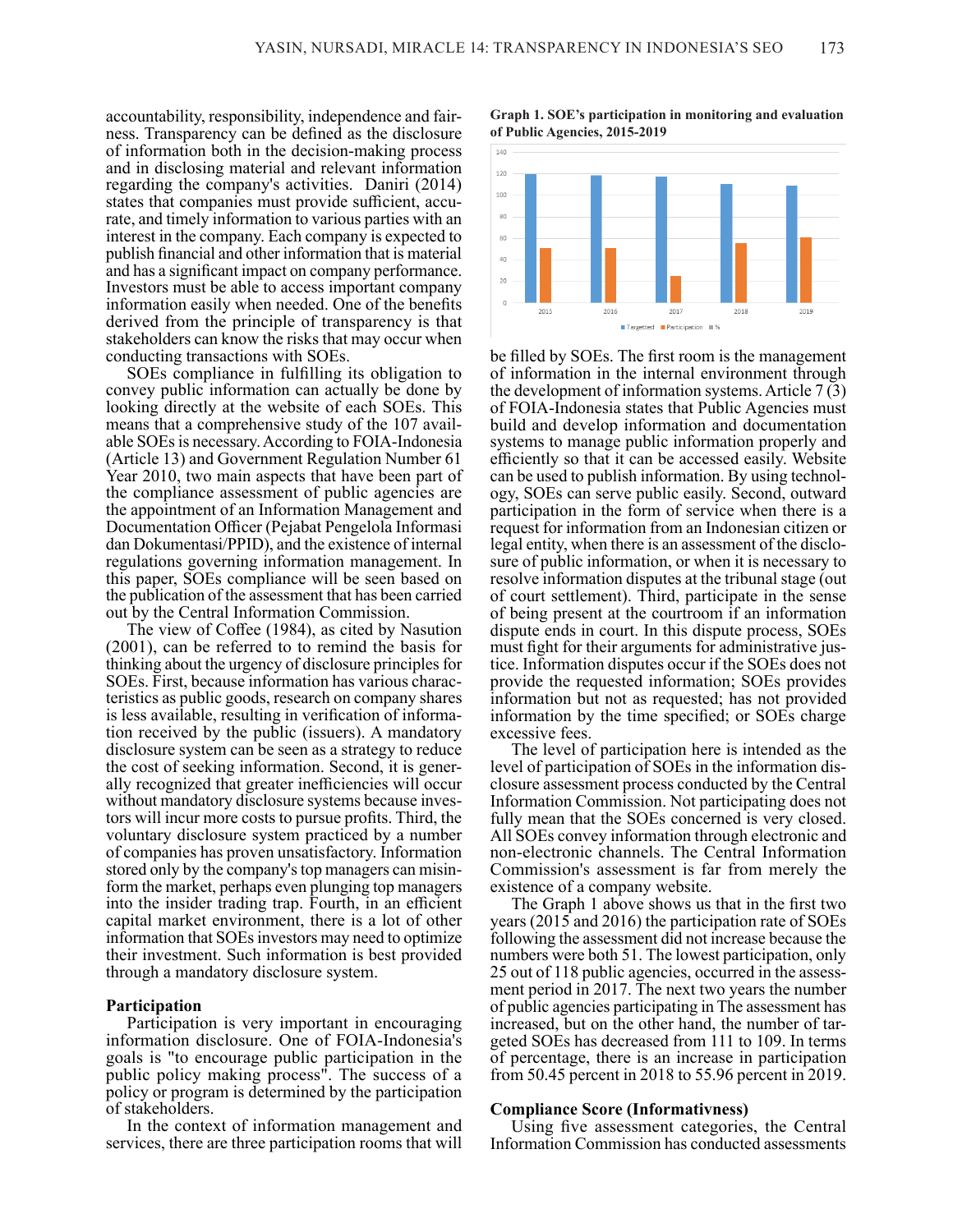accountability, responsibility, independence and fairness. Transparency can be defined as the disclosure of information both in the decision-making process and in disclosing material and relevant information regarding the company's activities. Daniri (2014) states that companies must provide sufficient, accurate, and timely information to various parties with an interest in the company. Each company is expected to publish financial and other information that is material and has a significant impact on company performance. Investors must be able to access important company information easily when needed. One of the benefits derived from the principle of transparency is that stakeholders can know the risks that may occur when conducting transactions with SOEs.

SOEs compliance in fulfilling its obligation to convey public information can actually be done by looking directly at the website of each SOEs. This means that a comprehensive study of the 107 available SOEs is necessary. According to FOIA-Indonesia (Article 13) and Government Regulation Number 61 Year 2010, two main aspects that have been part of the compliance assessment of public agencies are the appointment of an Information Management and Documentation Officer (Pejabat Pengelola Informasi dan Dokumentasi/PPID), and the existence of internal regulations governing information management. In this paper, SOEs compliance will be seen based on the publication of the assessment that has been carried out by the Central Information Commission.

The view of Coffee (1984), as cited by Nasution (2001), can be referred to to remind the basis for thinking about the urgency of disclosure principles for SOEs. First, because information has various characteristics as public goods, research on company shares is less available, resulting in verification of information received by the public (issuers). A mandatory disclosure system can be seen as a strategy to reduce the cost of seeking information. Second, it is generally recognized that greater inefficiencies will occur without mandatory disclosure systems because investors will incur more costs to pursue profits. Third, the voluntary disclosure system practiced by a number of companies has proven unsatisfactory. Information stored only by the company's top managers can misinform the market, perhaps even plunging top managers into the insider trading trap. Fourth, in an efficient capital market environment, there is a lot of other information that SOEs investors may need to optimize their investment. Such information is best provided through a mandatory disclosure system.

## Participation

Participation is very important in encouraging information disclosure. One of FOIA-Indonesia's goals is "to encourage public participation in the public policy making process". The success of a policy or program is determined by the participation of stakeholders.

In the context of information management and services, there are three participation rooms that will be filled by SOEs. The first room is the management of information in the internal environment through the development of information systems. Article 7 (3) of FOIA-Indonesia states that Public Agencies must build and develop information and documentation systems to manage public information properly and efficiently so that it can be accessed easily. Website can be used to publish information. By using technology, SOEs can serve public easily. Second, outward participation in the form of service when there is a request for information from an Indonesian citizen or legal entity, when there is an assessment of the disclosure of public information, or when it is necessary to resolve information disputes at the tribunal stage (out of court settlement). Third, participate in the sense of being present at the courtroom if an information dispute ends in court. In this dispute process, SOEs must fight for their arguments for administrative justice. Information disputes occur if the SOEs does not provide the requested information; SOEs provides information but not as requested; has not provided information by the time specified; or SOEs charge excessive fees.

**Graph 1. SOE's participation in monitoring and evaluation of Public Agencies, 2015-2019**

| Year | Targetted | Participation |
|---|---|---|
| 2015 | 119 | 51 |
| 2016 | 118 | 51 |
| 2017 | 118 | 25 |
| 2018 | 111 | 56 |
| 2019 | 109 | 61 |

The level of participation here is intended as the level of participation of SOEs in the information disclosure assessment process conducted by the Central Information Commission. Not participating does not fully mean that the SOEs concerned is very closed. All SOEs convey information through electronic and non-electronic channels. The Central Information Commission's assessment is far from merely the existence of a company website.

The Graph 1 above shows us that in the first two years (2015 and 2016) the participation rate of SOEs following the assessment did not increase because the numbers were both 51. The lowest participation, only 25 out of 118 public agencies, occurred in the assessment period in 2017. The next two years the number of public agencies participating in The assessment has increased, but on the other hand, the number of targeted SOEs has decreased from 111 to 109. In terms of percentage, there is an increase in participation from 50.45 percent in 2018 to 55.96 percent in 2019.

## Compliance Score (Informativness)

Using five assessment categories, the Central Information Commission has conducted assessments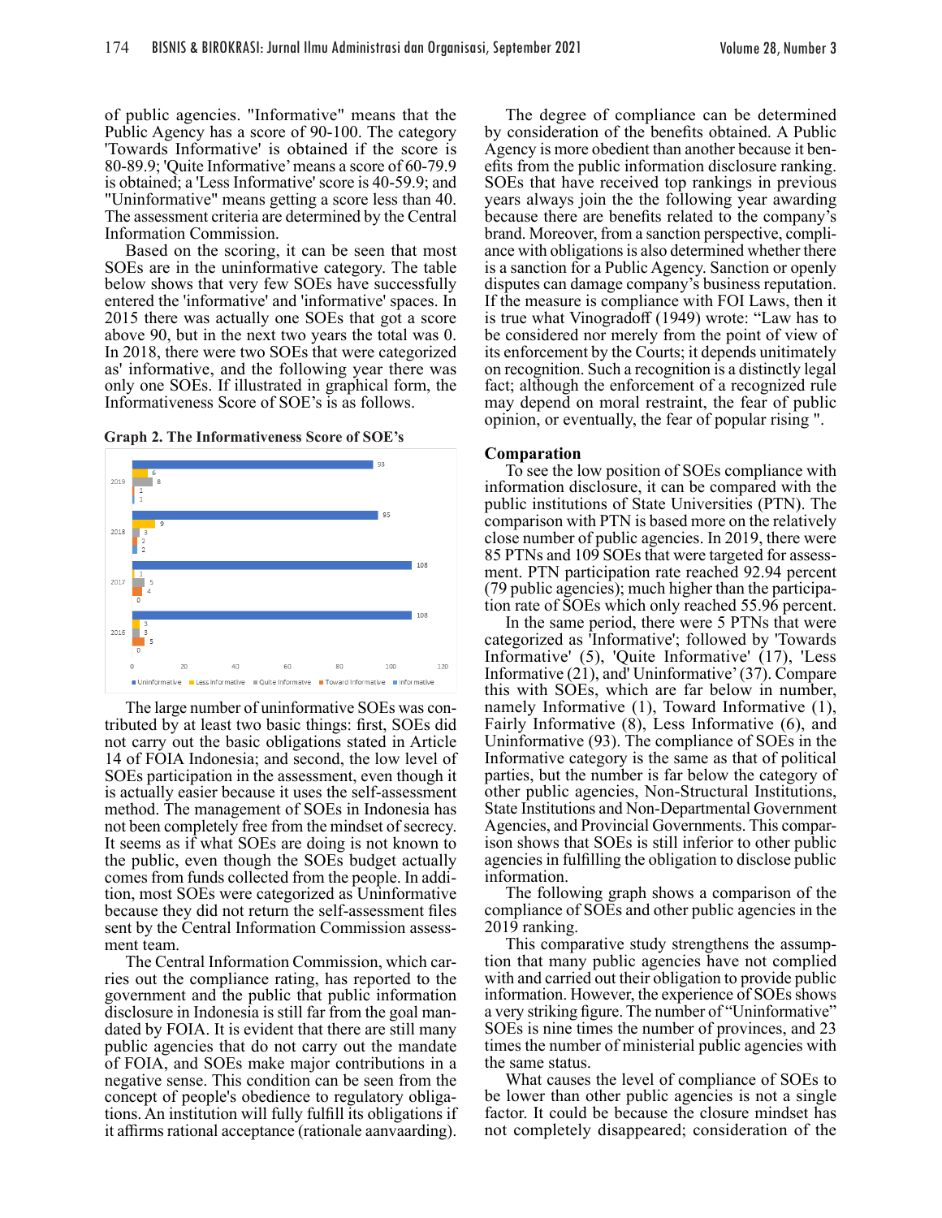of public agencies. "Informative" means that the Public Agency has a score of 90-100. The category 'Towards Informative' is obtained if the score is 80-89.9; 'Quite Informative' means a score of 60-79.9 is obtained; a 'Less Informative' score is 40-59.9; and "Uninformative" means getting a score less than 40. The assessment criteria are determined by the Central Information Commission.

Based on the scoring, it can be seen that most SOEs are in the uninformative category. The table below shows that very few SOEs have successfully entered the 'informative' and 'informative' spaces. In 2015 there was actually one SOEs that got a score above 90, but in the next two years the total was 0. In 2018, there were two SOEs that were categorized as' informative, and the following year there was only one SOEs. If illustrated in graphical form, the Informativeness Score of SOE's is as follows.

**Graph 2. The Informativeness Score of SOE's**

| Year | Uninformative | Less Informative | Quite Informative | Toward Informative | Informative |
|---|---|---|---|---|---|
| 2019 | 93 | 6 | 8 | 1 | 1 |
| 2018 | 95 | 9 | 3 | 2 | 2 |
| 2017 | 108 | 1 | 5 | 4 | 0 |
| 2016 | 108 | 3 | 3 | 5 | 0 |

The large number of uninformative SOEs was contributed by at least two basic things: first, SOEs did not carry out the basic obligations stated in Article 14 of FOIA Indonesia; and second, the low level of SOEs participation in the assessment, even though it is actually easier because it uses the self-assessment method. The management of SOEs in Indonesia has not been completely free from the mindset of secrecy. It seems as if what SOEs are doing is not known to the public, even though the SOEs budget actually comes from funds collected from the people. In addition, most SOEs were categorized as Uninformative because they did not return the self-assessment files sent by the Central Information Commission assessment team.

The Central Information Commission, which carries out the compliance rating, has reported to the government and the public that public information disclosure in Indonesia is still far from the goal mandated by FOIA. It is evident that there are still many public agencies that do not carry out the mandate of FOIA, and SOEs make major contributions in a negative sense. This condition can be seen from the concept of people's obedience to regulatory obligations. An institution will fully fulfill its obligations if it affirms rational acceptance (rationale aanvaarding).

The degree of compliance can be determined by consideration of the benefits obtained. A Public Agency is more obedient than another because it benefits from the public information disclosure ranking. SOEs that have received top rankings in previous years always join the the following year awarding because there are benefits related to the company's brand. Moreover, from a sanction perspective, compliance with obligations is also determined whether there is a sanction for a Public Agency. Sanction or openly disputes can damage company's business reputation. If the measure is compliance with FOI Laws, then it is true what Vinogradoff (1949) wrote: "Law has to be considered nor merely from the point of view of its enforcement by the Courts; it depends unitimately on recognition. Such a recognition is a distinctly legal fact; although the enforcement of a recognized rule may depend on moral restraint, the fear of public opinion, or eventually, the fear of popular rising ".

## Comparation

To see the low position of SOEs compliance with information disclosure, it can be compared with the public institutions of State Universities (PTN). The comparison with PTN is based more on the relatively close number of public agencies. In 2019, there were 85 PTNs and 109 SOEs that were targeted for assessment. PTN participation rate reached 92.94 percent (79 public agencies); much higher than the participation rate of SOEs which only reached 55.96 percent.

In the same period, there were 5 PTNs that were categorized as 'Informative'; followed by 'Towards Informative' (5), 'Quite Informative' (17), 'Less Informative (21), and' Uninformative' (37). Compare this with SOEs, which are far below in number, namely Informative (1), Toward Informative (1), Fairly Informative (8), Less Informative (6), and Uninformative (93). The compliance of SOEs in the Informative category is the same as that of political parties, but the number is far below the category of other public agencies, Non-Structural Institutions, State Institutions and Non-Departmental Government Agencies, and Provincial Governments. This comparison shows that SOEs is still inferior to other public agencies in fulfilling the obligation to disclose public information.

The following graph shows a comparison of the compliance of SOEs and other public agencies in the 2019 ranking.

This comparative study strengthens the assumption that many public agencies have not complied with and carried out their obligation to provide public information. However, the experience of SOEs shows a very striking figure. The number of "Uninformative" SOEs is nine times the number of provinces, and 23 times the number of ministerial public agencies with the same status.

What causes the level of compliance of SOEs to be lower than other public agencies is not a single factor. It could be because the closure mindset has not completely disappeared; consideration of the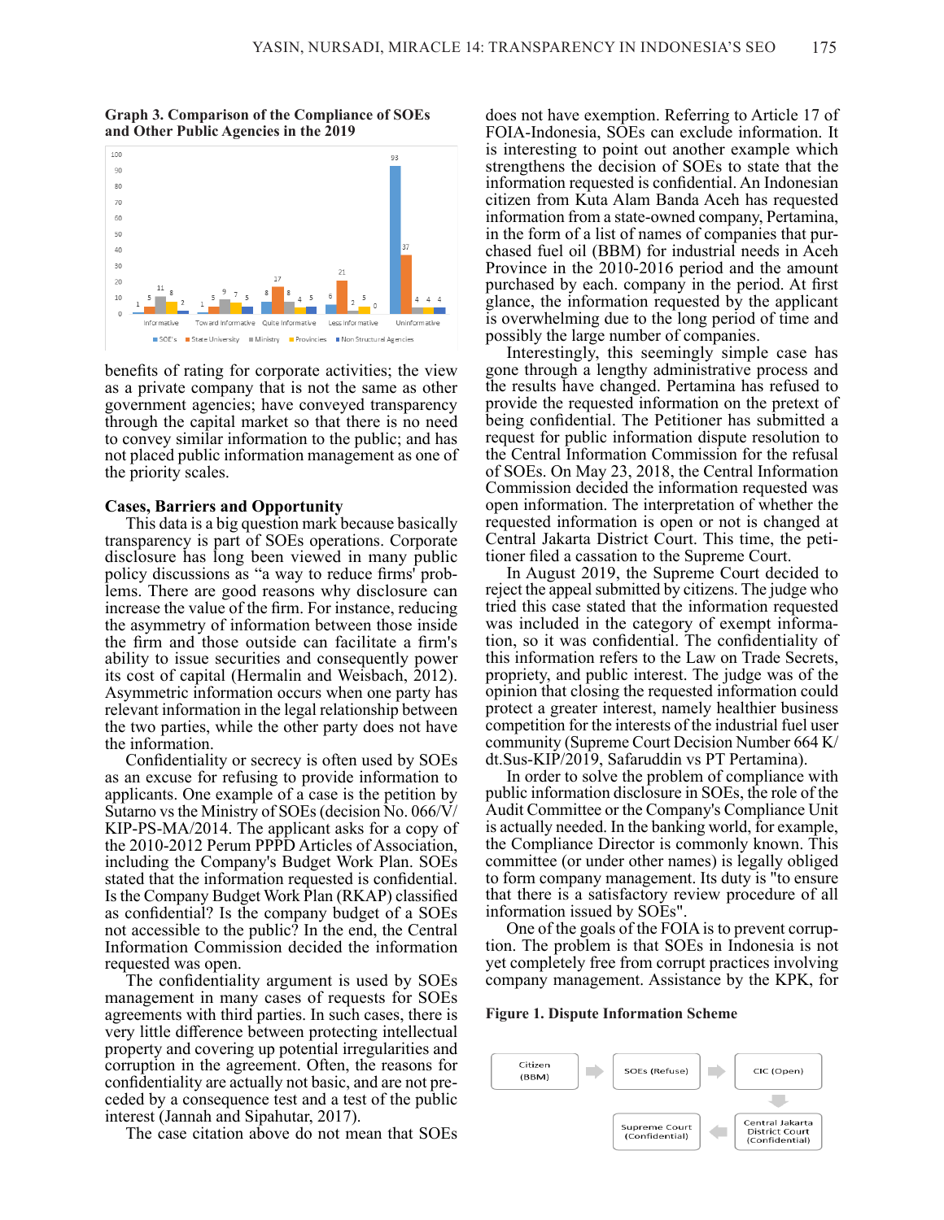**Graph 3. Comparison of the Compliance of SOEs and Other Public Agencies in the 2019**

| | SOE's | State University | Ministry | Provinces | Non Structural Agencies |
|---|---|---|---|---|---|
| Informative | 1 | 5 | 11 | 8 | 2 |
| Toward Informative | 1 | 5 | 9 | 7 | 5 |
| Quite Informative | 8 | 17 | 8 | 4 | 5 |
| Less Informative | 6 | 21 | 2 | 5 | 0 |
| Uninformative | 93 | 37 | 4 | 4 | 4 |

benefits of rating for corporate activities; the view as a private company that is not the same as other government agencies; have conveyed transparency through the capital market so that there is no need to convey similar information to the public; and has not placed public information management as one of the priority scales.

**Cases, Barriers and Opportunity**

This data is a big question mark because basically transparency is part of SOEs operations. Corporate disclosure has long been viewed in many public policy discussions as "a way to reduce firms' problems. There are good reasons why disclosure can increase the value of the firm. For instance, reducing the asymmetry of information between those inside the firm and those outside can facilitate a firm's ability to issue securities and consequently power its cost of capital (Hermalin and Weisbach, 2012). Asymmetric information occurs when one party has relevant information in the legal relationship between the two parties, while the other party does not have the information.

Confidentiality or secrecy is often used by SOEs as an excuse for refusing to provide information to applicants. One example of a case is the petition by Sutarno vs the Ministry of SOEs (decision No. 066/V/KIP-PS-MA/2014. The applicant asks for a copy of the 2010-2012 Perum PPPD Articles of Association, including the Company's Budget Work Plan. SOEs stated that the information requested is confidential. Is the Company Budget Work Plan (RKAP) classified as confidential? Is the company budget of a SOEs not accessible to the public? In the end, the Central Information Commission decided the information requested was open.

The confidentiality argument is used by SOEs management in many cases of requests for SOEs agreements with third parties. In such cases, there is very little difference between protecting intellectual property and covering up potential irregularities and corruption in the agreement. Often, the reasons for confidentiality are actually not basic, and are not preceded by a consequence test and a test of the public interest (Jannah and Sipahutar, 2017).

The case citation above do not mean that SOEs does not have exemption. Referring to Article 17 of FOIA-Indonesia, SOEs can exclude information. It is interesting to point out another example which strengthens the decision of SOEs to state that the information requested is confidential. An Indonesian citizen from Kuta Alam Banda Aceh has requested information from a state-owned company, Pertamina, in the form of a list of names of companies that purchased fuel oil (BBM) for industrial needs in Aceh Province in the 2010-2016 period and the amount purchased by each. company in the period. At first glance, the information requested by the applicant is overwhelming due to the long period of time and possibly the large number of companies.

Interestingly, this seemingly simple case has gone through a lengthy administrative process and the results have changed. Pertamina has refused to provide the requested information on the pretext of being confidential. The Petitioner has submitted a request for public information dispute resolution to the Central Information Commission for the refusal of SOEs. On May 23, 2018, the Central Information Commission decided the information requested was open information. The interpretation of whether the requested information is open or not is changed at Central Jakarta District Court. This time, the petitioner filed a cassation to the Supreme Court.

In August 2019, the Supreme Court decided to reject the appeal submitted by citizens. The judge who tried this case stated that the information requested was included in the category of exempt information, so it was confidential. The confidentiality of this information refers to the Law on Trade Secrets, propriety, and public interest. The judge was of the opinion that closing the requested information could protect a greater interest, namely healthier business competition for the interests of the industrial fuel user community (Supreme Court Decision Number 664 K/dt.Sus-KIP/2019, Safaruddin vs PT Pertamina).

In order to solve the problem of compliance with public information disclosure in SOEs, the role of the Audit Committee or the Company's Compliance Unit is actually needed. In the banking world, for example, the Compliance Director is commonly known. This committee (or under other names) is legally obliged to form company management. Its duty is "to ensure that there is a satisfactory review procedure of all information issued by SOEs".

One of the goals of the FOIA is to prevent corruption. The problem is that SOEs in Indonesia is not yet completely free from corrupt practices involving company management. Assistance by the KPK, for

**Figure 1. Dispute Information Scheme**

Citizen (BBM) → SOEs (Refuse) → CIC (Open) → Central Jakarta District Court (Confidential) → Supreme Court (Confidential)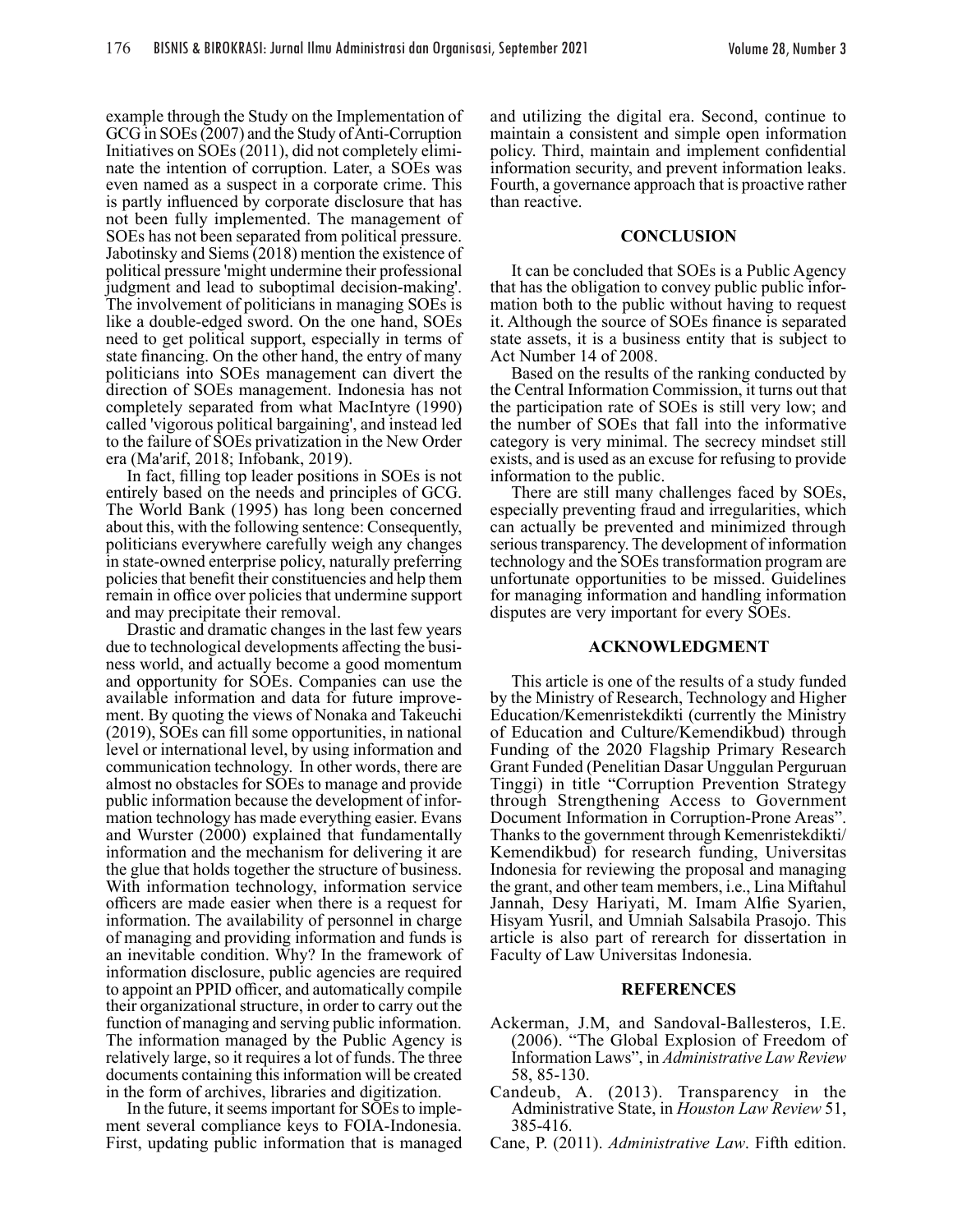example through the Study on the Implementation of GCG in SOEs (2007) and the Study of Anti-Corruption Initiatives on SOEs (2011), did not completely eliminate the intention of corruption. Later, a SOEs was even named as a suspect in a corporate crime. This is partly influenced by corporate disclosure that has not been fully implemented. The management of SOEs has not been separated from political pressure. Jabotinsky and Siems (2018) mention the existence of political pressure 'might undermine their professional judgment and lead to suboptimal decision-making'. The involvement of politicians in managing SOEs is like a double-edged sword. On the one hand, SOEs need to get political support, especially in terms of state financing. On the other hand, the entry of many politicians into SOEs management can divert the direction of SOEs management. Indonesia has not completely separated from what MacIntyre (1990) called 'vigorous political bargaining', and instead led to the failure of SOEs privatization in the New Order era (Ma'arif, 2018; Infobank, 2019).

In fact, filling top leader positions in SOEs is not entirely based on the needs and principles of GCG. The World Bank (1995) has long been concerned about this, with the following sentence: Consequently, politicians everywhere carefully weigh any changes in state-owned enterprise policy, naturally preferring policies that benefit their constituencies and help them remain in office over policies that undermine support and may precipitate their removal.

Drastic and dramatic changes in the last few years due to technological developments affecting the business world, and actually become a good momentum and opportunity for SOEs. Companies can use the available information and data for future improvement. By quoting the views of Nonaka and Takeuchi (2019), SOEs can fill some opportunities, in national level or international level, by using information and communication technology. In other words, there are almost no obstacles for SOEs to manage and provide public information because the development of information technology has made everything easier. Evans and Wurster (2000) explained that fundamentally information and the mechanism for delivering it are the glue that holds together the structure of business. With information technology, information service officers are made easier when there is a request for information. The availability of personnel in charge of managing and providing information and funds is an inevitable condition. Why? In the framework of information disclosure, public agencies are required to appoint an PPID officer, and automatically compile their organizational structure, in order to carry out the function of managing and serving public information. The information managed by the Public Agency is relatively large, so it requires a lot of funds. The three documents containing this information will be created in the form of archives, libraries and digitization.

In the future, it seems important for SOEs to implement several compliance keys to FOIA-Indonesia. First, updating public information that is managed and utilizing the digital era. Second, continue to maintain a consistent and simple open information policy. Third, maintain and implement confidential information security, and prevent information leaks. Fourth, a governance approach that is proactive rather than reactive.

## CONCLUSION

It can be concluded that SOEs is a Public Agency that has the obligation to convey public public information both to the public without having to request it. Although the source of SOEs finance is separated state assets, it is a business entity that is subject to Act Number 14 of 2008.

Based on the results of the ranking conducted by the Central Information Commission, it turns out that the participation rate of SOEs is still very low; and the number of SOEs that fall into the informative category is very minimal. The secrecy mindset still exists, and is used as an excuse for refusing to provide information to the public.

There are still many challenges faced by SOEs, especially preventing fraud and irregularities, which can actually be prevented and minimized through serious transparency. The development of information technology and the SOEs transformation program are unfortunate opportunities to be missed. Guidelines for managing information and handling information disputes are very important for every SOEs.

## ACKNOWLEDGMENT

This article is one of the results of a study funded by the Ministry of Research, Technology and Higher Education/Kemenristekdikti (currently the Ministry of Education and Culture/Kemendikbud) through Funding of the 2020 Flagship Primary Research Grant Funded (Penelitian Dasar Unggulan Perguruan Tinggi) in title "Corruption Prevention Strategy through Strengthening Access to Government Document Information in Corruption-Prone Areas". Thanks to the government through Kemenristekdikti/Kemendikbud) for research funding, Universitas Indonesia for reviewing the proposal and managing the grant, and other team members, i.e., Lina Miftahul Jannah, Desy Hariyati, M. Imam Alfie Syarien, Hisyam Yusril, and Umniah Salsabila Prasojo. This article is also part of rerearch for dissertation in Faculty of Law Universitas Indonesia.

## REFERENCES

Ackerman, J.M, and Sandoval-Ballesteros, I.E. (2006). "The Global Explosion of Freedom of Information Laws", in *Administrative Law Review* 58, 85-130.

Candeub, A. (2013). Transparency in the Administrative State, in *Houston Law Review* 51, 385-416.

Cane, P. (2011). *Administrative Law*. Fifth edition.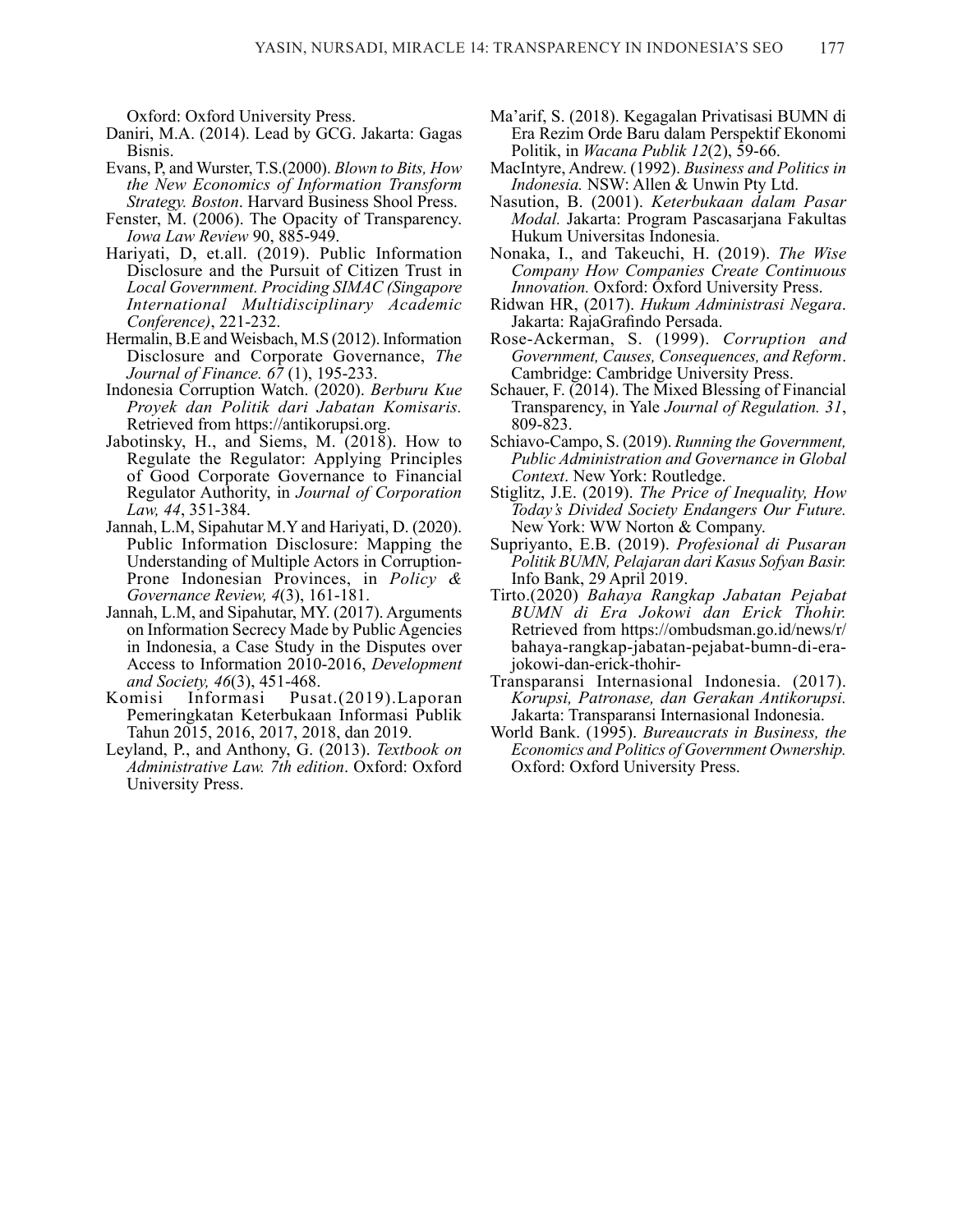Oxford: Oxford University Press.

Daniri, M.A. (2014). Lead by GCG. Jakarta: Gagas Bisnis.

Evans, P, and Wurster, T.S.(2000). *Blown to Bits, How the New Economics of Information Transform Strategy. Boston*. Harvard Business Shool Press.

Fenster, M. (2006). The Opacity of Transparency. *Iowa Law Review* 90, 885-949.

Hariyati, D, et.all. (2019). Public Information Disclosure and the Pursuit of Citizen Trust in *Local Government. Prociding SIMAC (Singapore International Multidisciplinary Academic Conference)*, 221-232.

Hermalin, B.E and Weisbach, M.S (2012). Information Disclosure and Corporate Governance, *The Journal of Finance. 67* (1), 195-233.

Indonesia Corruption Watch. (2020). *Berburu Kue Proyek dan Politik dari Jabatan Komisaris.* Retrieved from https://antikorupsi.org.

Jabotinsky, H., and Siems, M. (2018). How to Regulate the Regulator: Applying Principles of Good Corporate Governance to Financial Regulator Authority, in *Journal of Corporation Law, 44*, 351-384.

Jannah, L.M, Sipahutar M.Y and Hariyati, D. (2020). Public Information Disclosure: Mapping the Understanding of Multiple Actors in Corruption-Prone Indonesian Provinces, in *Policy & Governance Review, 4*(3), 161-181.

Jannah, L.M, and Sipahutar, MY. (2017). Arguments on Information Secrecy Made by Public Agencies in Indonesia, a Case Study in the Disputes over Access to Information 2010-2016, *Development and Society, 46*(3), 451-468.

Komisi Informasi Pusat.(2019).Laporan Pemeringkatan Keterbukaan Informasi Publik Tahun 2015, 2016, 2017, 2018, dan 2019.

Leyland, P., and Anthony, G. (2013). *Textbook on Administrative Law. 7th edition*. Oxford: Oxford University Press.

Ma'arif, S. (2018). Kegagalan Privatisasi BUMN di Era Rezim Orde Baru dalam Perspektif Ekonomi Politik, in *Wacana Publik 12*(2), 59-66.

MacIntyre, Andrew. (1992). *Business and Politics in Indonesia.* NSW: Allen & Unwin Pty Ltd.

Nasution, B. (2001). *Keterbukaan dalam Pasar Modal.* Jakarta: Program Pascasarjana Fakultas Hukum Universitas Indonesia.

Nonaka, I., and Takeuchi, H. (2019). *The Wise Company How Companies Create Continuous Innovation.* Oxford: Oxford University Press.

Ridwan HR, (2017). *Hukum Administrasi Negara*. Jakarta: RajaGrafindo Persada.

Rose-Ackerman, S. (1999). *Corruption and Government, Causes, Consequences, and Reform*. Cambridge: Cambridge University Press.

Schauer, F. (2014). The Mixed Blessing of Financial Transparency, in Yale *Journal of Regulation. 31*, 809-823.

Schiavo-Campo, S. (2019). *Running the Government, Public Administration and Governance in Global Context*. New York: Routledge.

Stiglitz, J.E. (2019). *The Price of Inequality, How Today's Divided Society Endangers Our Future.* New York: WW Norton & Company.

Supriyanto, E.B. (2019). *Profesional di Pusaran Politik BUMN, Pelajaran dari Kasus Sofyan Basir.* Info Bank, 29 April 2019.

Tirto.(2020) *Bahaya Rangkap Jabatan Pejabat BUMN di Era Jokowi dan Erick Thohir.* Retrieved from https://ombudsman.go.id/news/r/bahaya-rangkap-jabatan-pejabat-bumn-di-era-jokowi-dan-erick-thohir-

Transparansi Internasional Indonesia. (2017). *Korupsi, Patronase, dan Gerakan Antikorupsi.* Jakarta: Transparansi Internasional Indonesia.

World Bank. (1995). *Bureaucrats in Business, the Economics and Politics of Government Ownership.* Oxford: Oxford University Press.